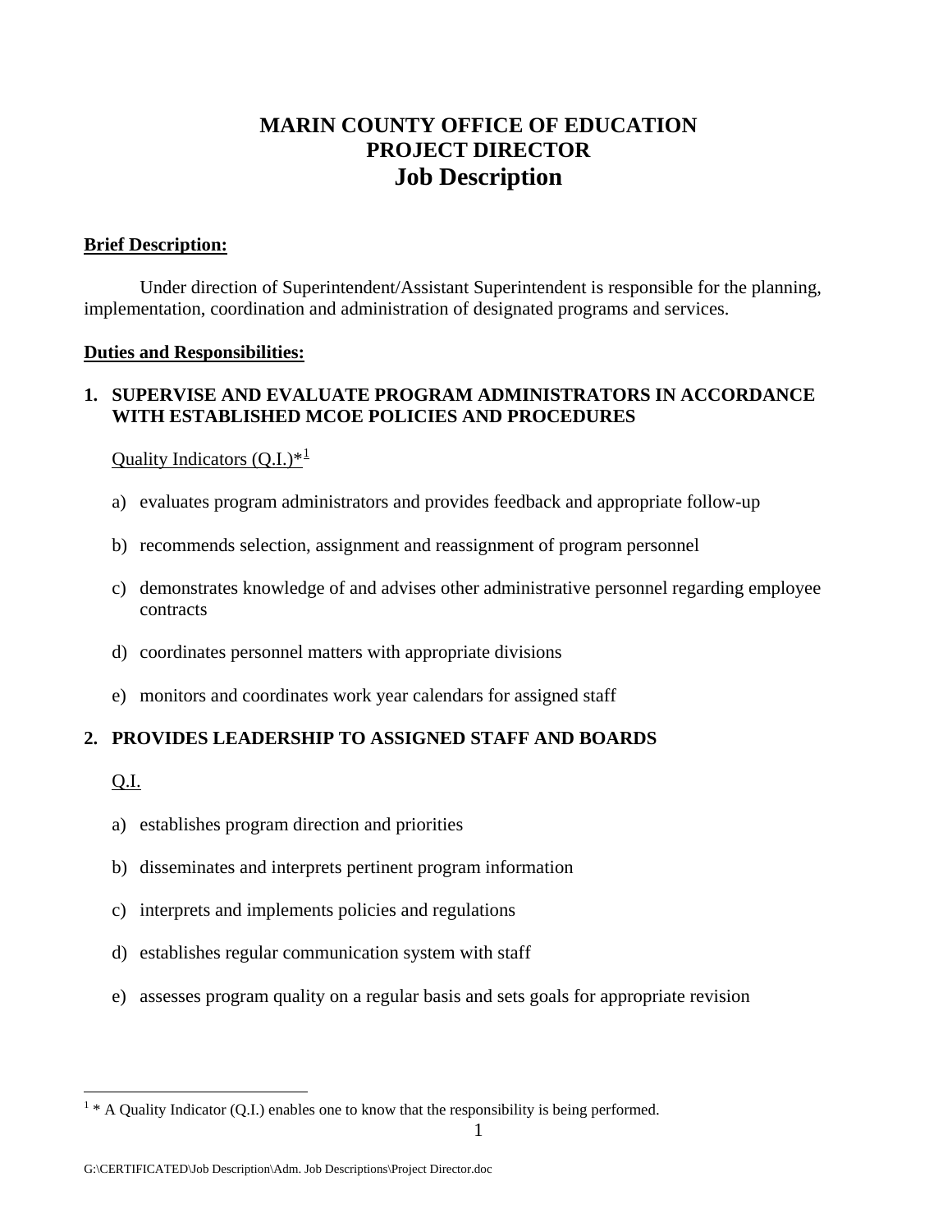# MARIN COUNTY OFFICE OF EDUCATION
# PROJECT DIRECTOR
# Job Description

**Brief Description:**

Under direction of Superintendent/Assistant Superintendent is responsible for the planning, implementation, coordination and administration of designated programs and services.

**Duties and Responsibilities:**

**1. SUPERVISE AND EVALUATE PROGRAM ADMINISTRATORS IN ACCORDANCE WITH ESTABLISHED MCOE POLICIES AND PROCEDURES**

Quality Indicators (Q.I.)*[1]

a) evaluates program administrators and provides feedback and appropriate follow-up

b) recommends selection, assignment and reassignment of program personnel

c) demonstrates knowledge of and advises other administrative personnel regarding employee contracts

d) coordinates personnel matters with appropriate divisions

e) monitors and coordinates work year calendars for assigned staff

**2. PROVIDES LEADERSHIP TO ASSIGNED STAFF AND BOARDS**

Q.I.

a) establishes program direction and priorities

b) disseminates and interprets pertinent program information

c) interprets and implements policies and regulations

d) establishes regular communication system with staff

e) assesses program quality on a regular basis and sets goals for appropriate revision

---

[1] * A Quality Indicator (Q.I.) enables one to know that the responsibility is being performed.

G:\CERTIFICATED\Job Description\Adm. Job Descriptions\Project Director.doc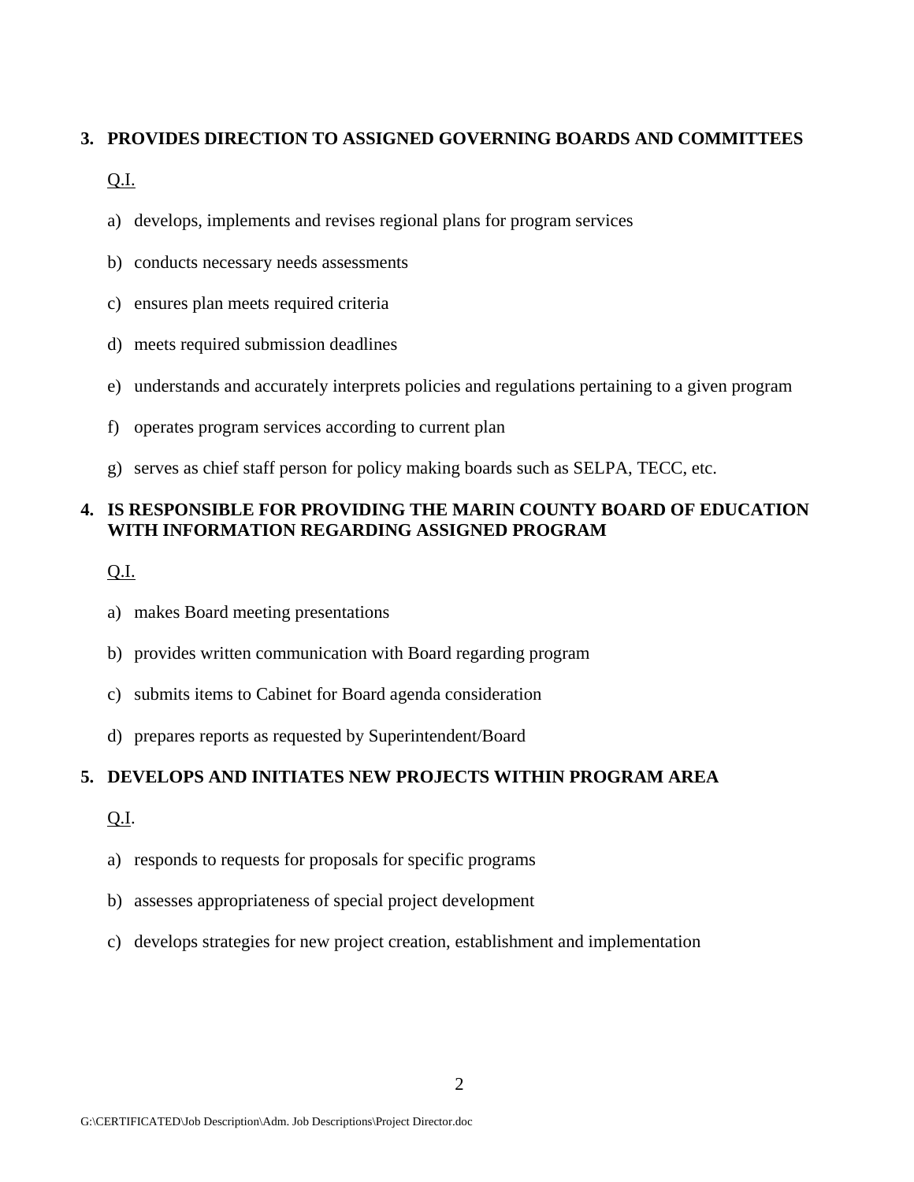**3. PROVIDES DIRECTION TO ASSIGNED GOVERNING BOARDS AND COMMITTEES**

<u>Q.I.</u>

a) develops, implements and revises regional plans for program services

b) conducts necessary needs assessments

c) ensures plan meets required criteria

d) meets required submission deadlines

e) understands and accurately interprets policies and regulations pertaining to a given program

f) operates program services according to current plan

g) serves as chief staff person for policy making boards such as SELPA, TECC, etc.

**4. IS RESPONSIBLE FOR PROVIDING THE MARIN COUNTY BOARD OF EDUCATION WITH INFORMATION REGARDING ASSIGNED PROGRAM**

<u>Q.I.</u>

a) makes Board meeting presentations

b) provides written communication with Board regarding program

c) submits items to Cabinet for Board agenda consideration

d) prepares reports as requested by Superintendent/Board

**5. DEVELOPS AND INITIATES NEW PROJECTS WITHIN PROGRAM AREA**

<u>Q.I</u>.

a) responds to requests for proposals for specific programs

b) assesses appropriateness of special project development

c) develops strategies for new project creation, establishment and implementation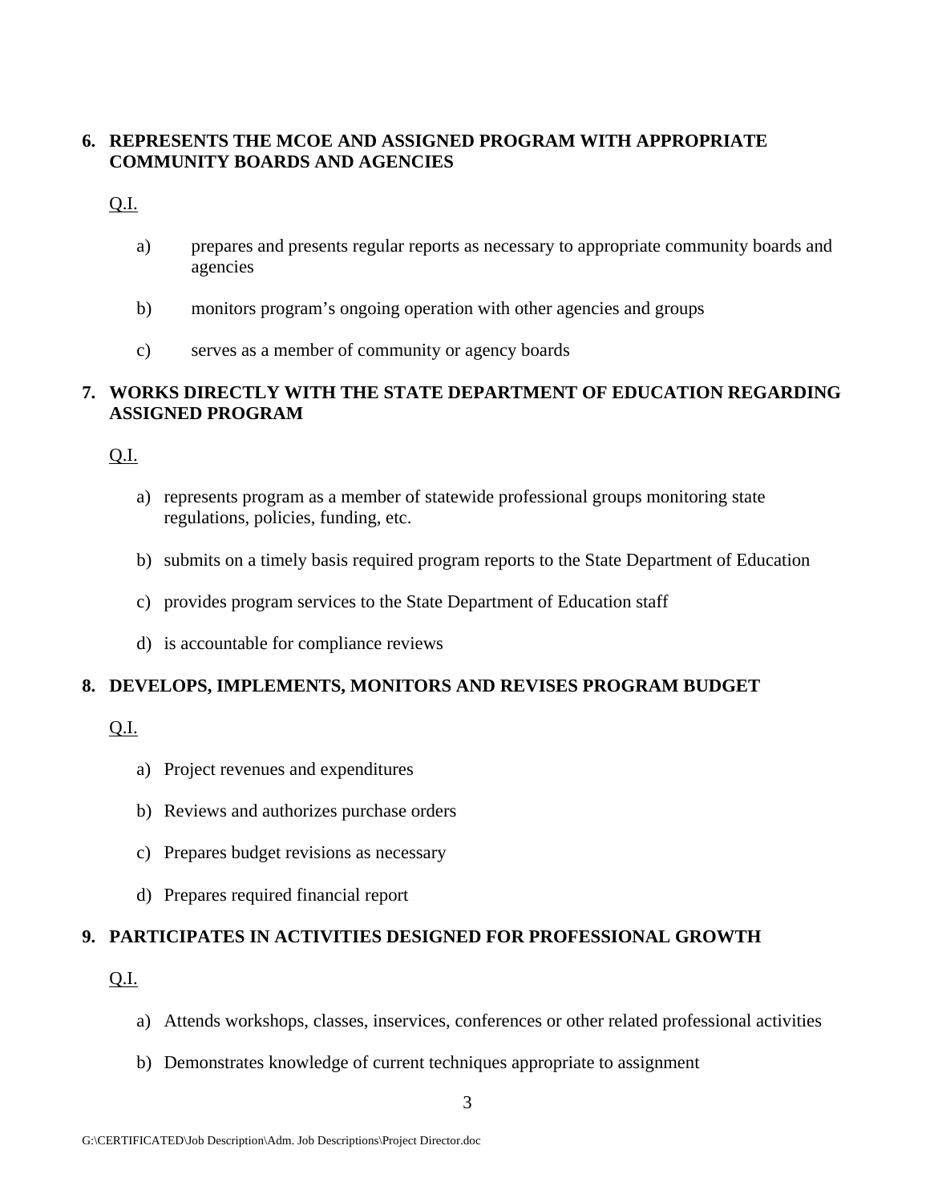**6. REPRESENTS THE MCOE AND ASSIGNED PROGRAM WITH APPROPRIATE COMMUNITY BOARDS AND AGENCIES**

<u>Q.I.</u>

a) prepares and presents regular reports as necessary to appropriate community boards and agencies

b) monitors program's ongoing operation with other agencies and groups

c) serves as a member of community or agency boards

**7. WORKS DIRECTLY WITH THE STATE DEPARTMENT OF EDUCATION REGARDING ASSIGNED PROGRAM**

<u>Q.I.</u>

a) represents program as a member of statewide professional groups monitoring state regulations, policies, funding, etc.

b) submits on a timely basis required program reports to the State Department of Education

c) provides program services to the State Department of Education staff

d) is accountable for compliance reviews

**8. DEVELOPS, IMPLEMENTS, MONITORS AND REVISES PROGRAM BUDGET**

<u>Q.I.</u>

a) Project revenues and expenditures

b) Reviews and authorizes purchase orders

c) Prepares budget revisions as necessary

d) Prepares required financial report

**9. PARTICIPATES IN ACTIVITIES DESIGNED FOR PROFESSIONAL GROWTH**

<u>Q.I.</u>

a) Attends workshops, classes, inservices, conferences or other related professional activities

b) Demonstrates knowledge of current techniques appropriate to assignment

G:\CERTIFICATED\Job Description\Adm. Job Descriptions\Project Director.doc